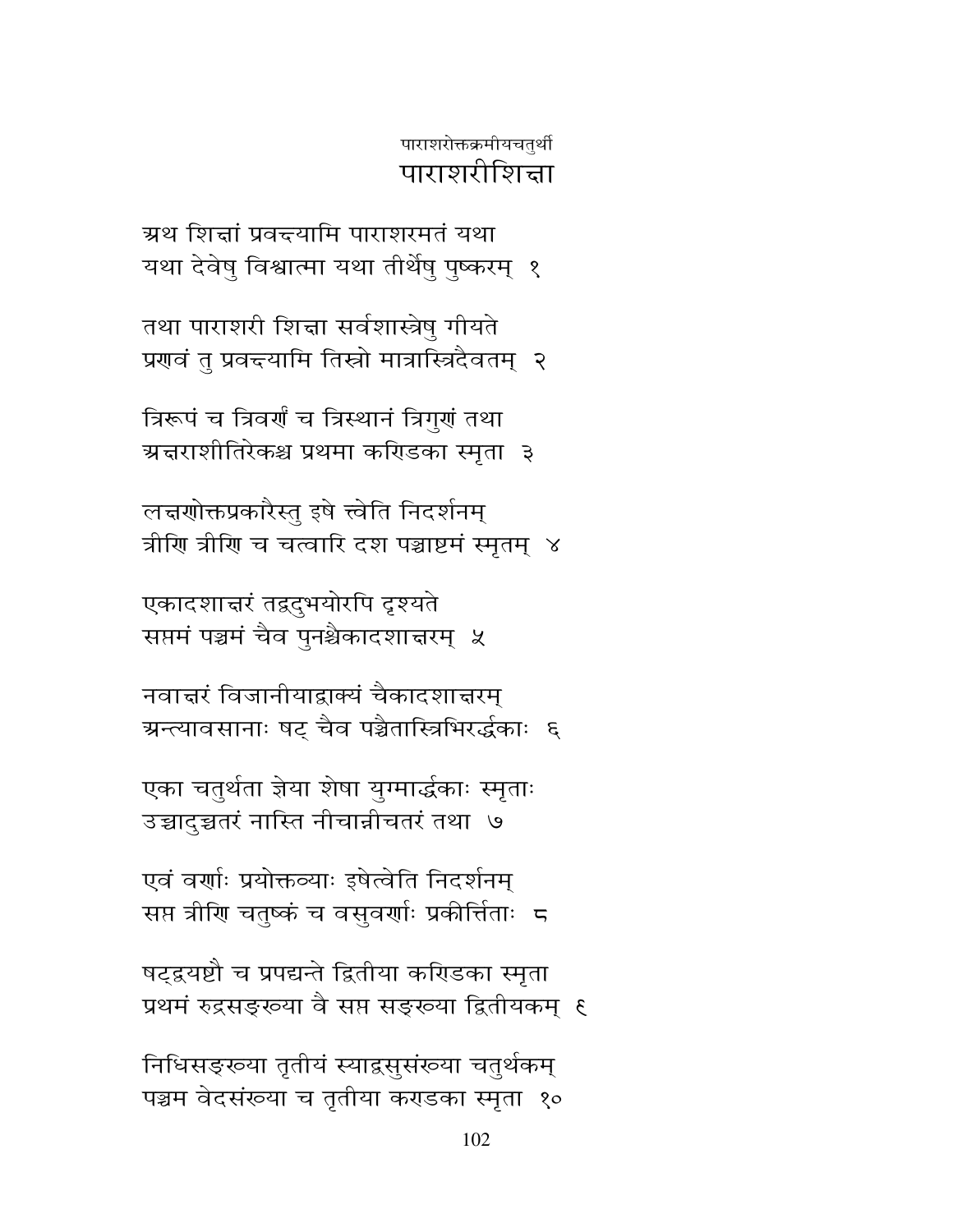पाराशरोक्तक्रमीयचतुर्थी

# पाराशरीशिक्षा

अथ शिक्षां प्रवक्ष्यामि पाराशरमतं यथा
यथा देवेषु विश्वात्मा यथा तीर्थेषु पुष्करम्  १

तथा पाराशरी शिक्षा सर्वशास्त्रेषु गीयते
प्रणवं तु प्रवक्ष्यामि तिस्रो मात्रास्त्रिदैवतम्  २

त्रिरूपं च त्रिवर्णं च त्रिस्थानं त्रिगुणं तथा
अक्षराशीतिरेकश्च प्रथमा कण्डिका स्मृता  ३

लक्षणोक्तप्रकारैस्तु इषे त्वेति निदर्शनम्
त्रीणि त्रीणि च चत्वारि दश पञ्चाष्टमं स्मृतम्  ४

एकादशाक्षरं तद्वदुभयोरपि दृश्यते
सप्तमं पञ्चमं चैव पुनश्चैकादशाक्षरम्  ५

नवाक्षरं विजानीयाद्वाक्यं चैकादशाक्षरम्
अन्त्यावसानाः षट् चैव पञ्चैतास्त्रिभिरर्द्धकाः  ६

एका चतुर्थता ज्ञेया शेषा युग्मार्द्धकाः स्मृताः
उच्चादुच्चतरं नास्ति नीचान्नीचतरं तथा  ७

एवं वर्णाः प्रयोक्तव्याः इषेत्वेति निदर्शनम्
सप्त त्रीणि चतुष्कं च वसुवर्णाः प्रकीर्त्तिताः  ८

षट्द्वयष्टौ च प्रपद्यन्ते द्वितीया कण्डिका स्मृता
प्रथमं रुद्रसङ्ख्या वै सप्त सङ्ख्या द्वितीयकम्  ९

निधिसङ्ख्या तृतीयं स्याद्वसुसंख्या चतुर्थकम्
पञ्चम वेदसंख्या च तृतीया कण्डका स्मृता  १०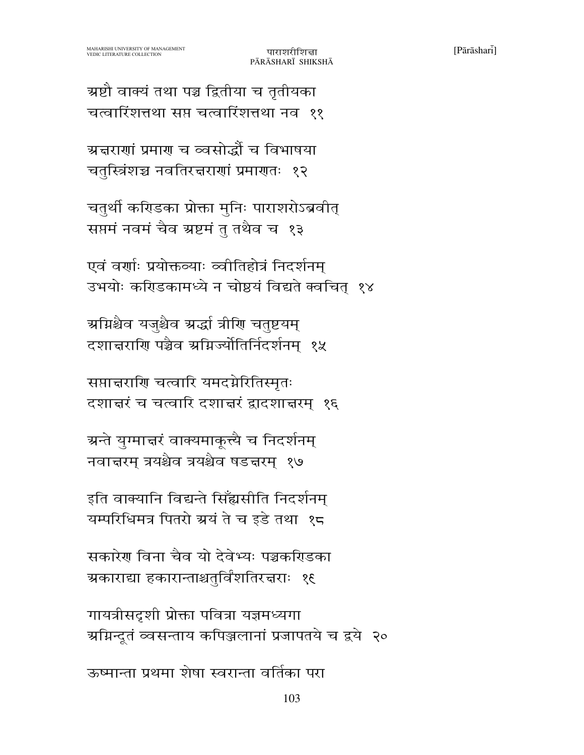अष्टौ वाक्यं तथा पञ्च द्वितीया च तृतीयका
चत्वारिंशत्तथा सप्त चत्वारिंशत्तथा नव  ११

अक्षराणां प्रमाण च व्वसोर्द्धौ च विभाषया
चतुस्त्रिंशच्च नवतिरक्षराणां प्रमाणतः  १२

चतुर्थी कण्डिका प्रोक्ता मुनिः पाराशरोऽब्रवीत्
सप्तमं नवमं चैव अष्टमं तु तथैव च  १३

एवं वर्णाः प्रयोक्तव्याः व्वीतिहोत्रं निदर्शनम्
उभयोः कण्डिकामध्ये न चोष्ठयं विद्यते क्वचित्  १४

अग्निश्चैव यजुश्चैव अर्द्धा त्रीणि चतुष्टयम्
दशाक्षराणि पञ्चैव अग्निर्ज्योतिर्निदर्शनम्  १५

सप्ताक्षराणि चत्वारि यमदग्नेरितिस्मृतः
दशाक्षरं च चत्वारि दशाक्षरं द्वादशाक्षरम्  १६

अन्ते युग्माक्षरं वाक्यमाकूत्यै च निदर्शनम्
नवाक्षरम् त्रयश्चैव त्रयश्चैव षडक्षरम्  १७

इति वाक्यानि विद्यन्ते सिँह्यसीति निदर्शनम्
यम्परिधिमत्र पितरो अयं ते च इडे तथा  १८

सकारेण विना चैव यो देवेभ्यः पञ्चकण्डिका
अकाराद्या हकारान्ताश्चतुर्विंशतिरक्षराः  १९

गायत्रीसदृशी प्रोक्ता पवित्रा यज्ञमध्यगा
अग्निन्दूतं व्वसन्ताय कपिञ्जलानां प्रजापतये च द्वये  २०

ऊष्मान्ता प्रथमा शेषा स्वरान्ता वर्तिका परा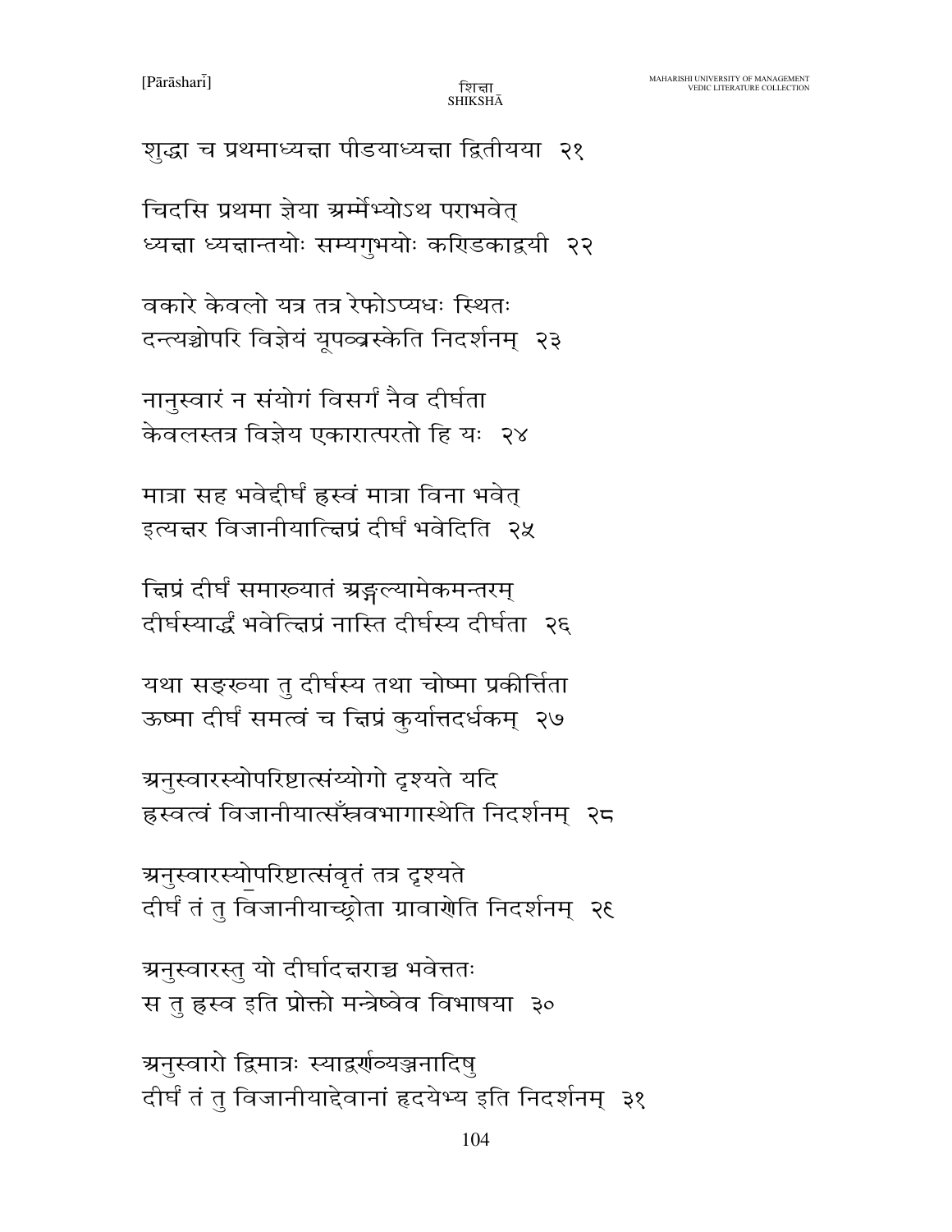शुद्धा च प्रथमाध्यक्षा पीडयाध्यक्षा द्वितीयया २१

चिदसि प्रथमा ज्ञेया अर्म्मेभ्योऽथ पराभवेत्
ध्यक्षा ध्यक्षान्तयोः सम्यगुभयोः कण्डिकाद्वयी २२

वकारे केवलो यत्र तत्र रेफोऽप्यधः स्थितः
दन्त्यश्चोपरि विज्ञेयं यूपव्व्रस्केति निदर्शनम् २३

नानुस्वारं न संयोगं विसर्गं नैव दीर्घता
केवलस्तत्र विज्ञेय एकारात्परतो हि यः २४

मात्रा सह भवेद्दीर्घं ह्रस्वं मात्रा विना भवेत्
इत्यक्षर विजानीयात्क्षिप्रं दीर्घं भवेदिति २५

क्षिप्रं दीर्घं समाख्यातं अङ्गल्यामेकमन्तरम्
दीर्घस्यार्द्धं भवेत्क्षिप्रं नास्ति दीर्घस्य दीर्घता २६

यथा सङ्ख्या तु दीर्घस्य तथा चोष्मा प्रकीर्त्तिता
ऊष्मा दीर्घं समत्वं च क्षिप्रं कुर्यात्तदर्धकम् २७

अनुस्वारस्योपरिष्टात्संय्योगो दृश्यते यदि
ह्रस्वत्वं विजानीयात्सँस्रवभागास्थेति निदर्शनम् २८

अनुस्वारस्योपरिष्टात्संवृतं तत्र दृश्यते
दीर्घं तं तु विजानीयाच्छ्रोता ग्रावाणेति निदर्शनम् २९

अनुस्वारस्तु यो दीर्घादक्षराच्च भवेत्ततः
स तु ह्रस्व इति प्रोक्तो मन्त्रेष्वेव विभाषया ३०

अनुस्वारो द्विमात्रः स्याद्वर्णव्यञ्जनादिषु
दीर्घं तं तु विजानीयाद्देवानां हृदयेभ्य इति निदर्शनम् ३१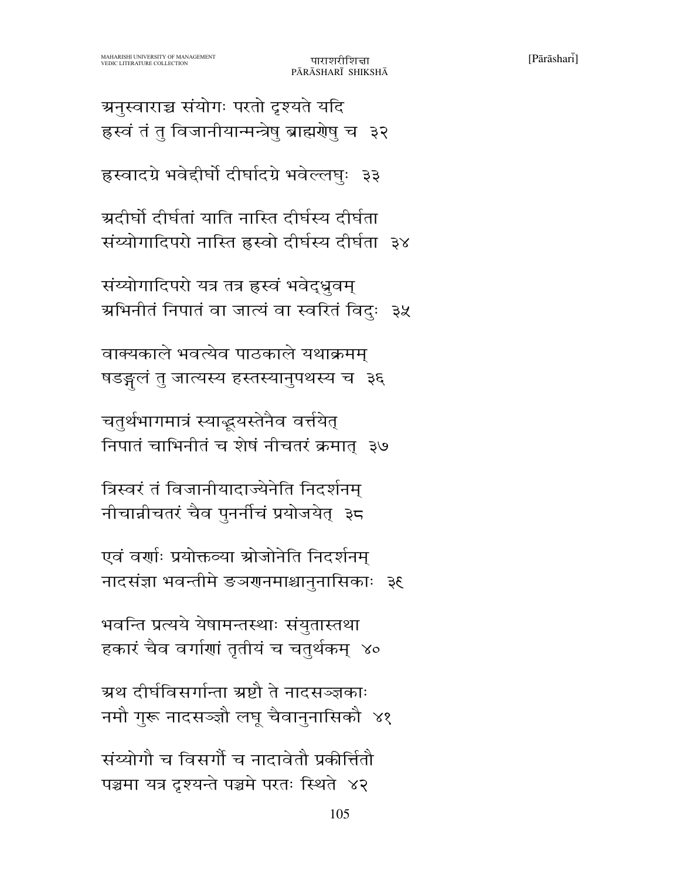अनुस्वाराच्च संयोगः परतो दृश्यते यदि
ह्रस्वं तं तु विजानीयान्मन्त्रेषु ब्राह्मणेषु च ३२

ह्रस्वादग्रे भवेद्दीर्घो दीर्घादग्रे भवेल्लघुः ३३

अदीर्घो दीर्घतां याति नास्ति दीर्घस्य दीर्घता
संय्योगादिपरो नास्ति ह्रस्वो दीर्घस्य दीर्घता ३४

संय्योगादिपरो यत्र तत्र ह्रस्वं भवेद्ध्रुवम्
अभिनीतं निपातं वा जात्यं वा स्वरितं विदुः ३५

वाक्यकाले भवत्येव पाठकाले यथाक्रमम्
षडङ्गुलं तु जात्यस्य हस्तस्यानुपथस्य च ३६

चतुर्थभागमात्रं स्याद्भूयस्तेनैव वर्त्तयेत्
निपातं चाभिनीतं च शेषं नीचतरं क्रमात् ३७

त्रिस्वरं तं विजानीयादाज्येनेति निदर्शनम्
नीचान्नीचतरं चैव पुनर्नीचं प्रयोजयेत् ३८

एवं वर्णाः प्रयोक्तव्या ओजोनेति निदर्शनम्
नादसंज्ञा भवन्तीमे ङञणनमाश्चानुनासिकाः ३९

भवन्ति प्रत्यये येषामन्तस्थाः संयुतास्तथा
हकारं चैव वर्गाणां तृतीयं च चतुर्थकम् ४०

अथ दीर्घविसर्गान्ता अष्टौ ते नादसञ्ज्ञकाः
नमौ गुरू नादसञ्ज्ञौ लघू चैवानुनासिकौ ४१

संय्योगौ च विसर्गौ च नादावेतौ प्रकीर्त्तितौ
पञ्चमा यत्र दृश्यन्ते पञ्चमे परतः स्थिते ४२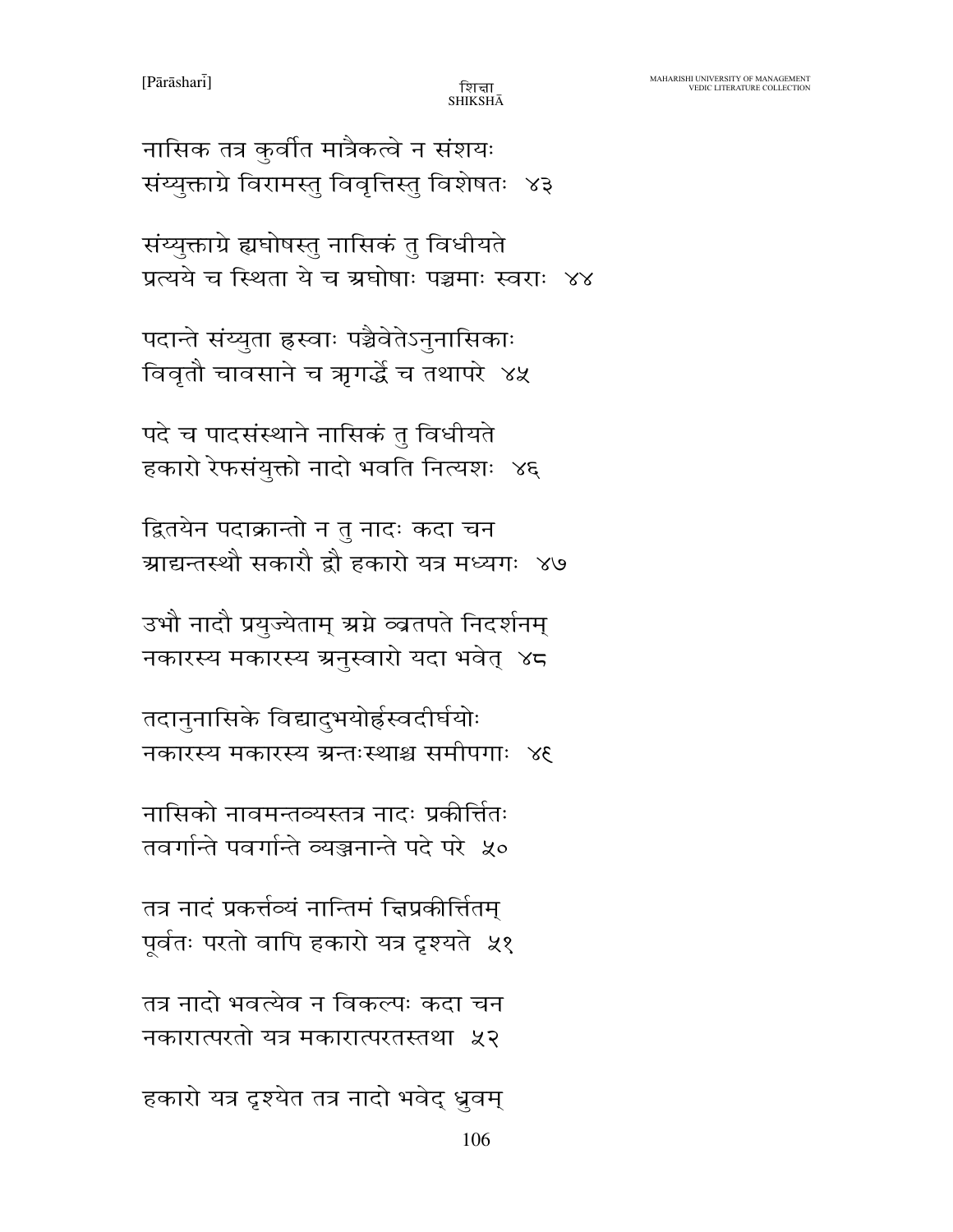नासिक तत्र कुर्वीत मात्रैकत्वे न संशयः
संय्युक्ताग्रे विरामस्तु विवृत्तिस्तु विशेषतः  ४३

संय्युक्ताग्रे ह्यघोषस्तु नासिकं तु विधीयते
प्रत्यये च स्थिता ये च अघोषाः पञ्चमाः स्वराः  ४४

पदान्ते संय्युता ह्रस्वाः पञ्चैवेतेऽनुनासिकाः
विवृतौ चावसाने च ऋगर्द्धे च तथापरे  ४५

पदे च पादसंस्थाने नासिकं तु विधीयते
हकारो रेफसंयुक्तो नादो भवति नित्यशः  ४६

द्वितयेन पदाक्रान्तो न तु नादः कदा चन
आद्यन्तस्थौ सकारौ द्वौ हकारो यत्र मध्यगः  ४७

उभौ नादौ प्रयुज्येताम् अग्ने व्व्रतपते निदर्शनम्
नकारस्य मकारस्य अनुस्वारो यदा भवेत्  ४८

तदानुनासिके विद्यादुभयोर्ह्रस्वदीर्घयोः
नकारस्य मकारस्य अन्तःस्थाश्च समीपगाः  ४९

नासिको नावमन्तव्यस्तत्र नादः प्रकीर्त्तितः
तवर्गान्ते पवर्गान्ते व्यञ्जनान्ते पदे परे  ५०

तत्र नादं प्रकर्त्तव्यं नान्तिमं त्विप्रकीर्त्तितम्
पूर्वतः परतो वापि हकारो यत्र दृश्यते  ५१

तत्र नादो भवत्येव न विकल्पः कदा चन
नकारात्परतो यत्र मकारात्परतस्तथा  ५२

हकारो यत्र दृश्येत तत्र नादो भवेद् ध्रुवम्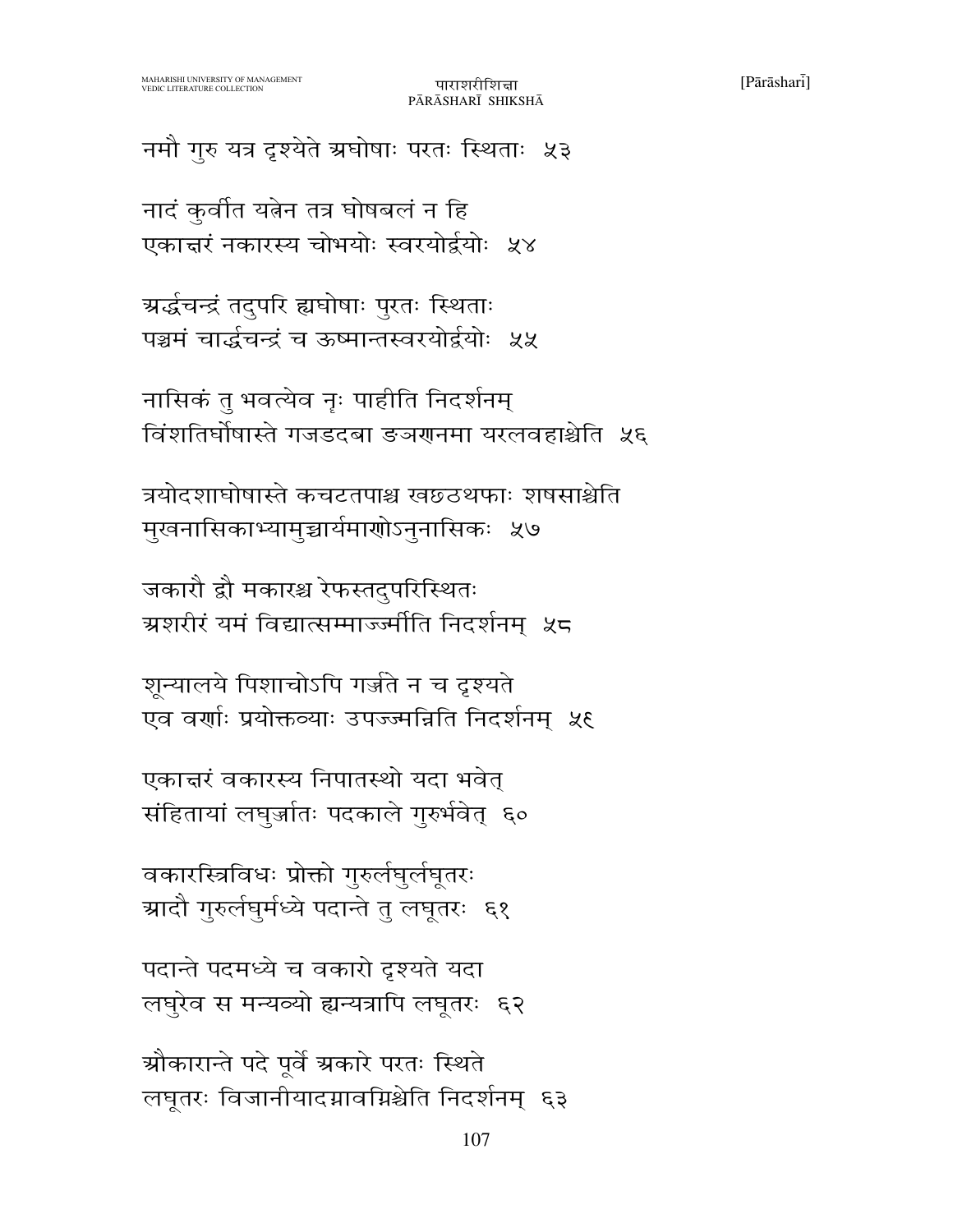नमौ गुरु यत्र दृश्येते अघोषाः परतः स्थिताः  ५३

नादं कुर्वीत यत्नेन तत्र घोषबलं न हि
एकाक्षरं नकारस्य चोभयोः स्वरयोर्द्वयोः  ५४

अर्द्धचन्द्रं तदुपरि ह्यघोषाः पुरतः स्थिताः
पञ्चमं चार्द्धचन्द्रं च ऊष्मान्तस्वरयोर्द्वयोः  ५५

नासिकं तु भवत्येव नृः पाहीति निदर्शनम्
विंशतिर्घोषास्ते गजडदबा ङञणनमा यरलवहाश्चेति  ५६

त्रयोदशाघोषास्ते कचटतपाश्च खछठथफाः शषसाश्चेति
मुखनासिकाभ्यामुच्चार्यमाणोऽनुनासिकः  ५७

जकारौ द्वौ मकारश्च रेफस्तदुपरिस्थितः
अशरीरं यमं विद्यात्सम्माज्ज्मीति निदर्शनम्  ५८

शून्यालये पिशाचोऽपि गर्ज्जते न च दृश्यते
एव वर्णाः प्रयोक्तव्याः उपज्ज्मन्निति निदर्शनम्  ५९

एकाक्षरं वकारस्य निपातस्थो यदा भवेत्
संहितायां लघुर्ज्ञातः पदकाले गुरुर्भवेत्  ६०

वकारस्त्रिविधः प्रोक्तो गुरुर्लघुर्लघूतरः
आदौ गुरुर्लघुर्मध्ये पदान्ते तु लघूतरः  ६१

पदान्ते पदमध्ये च वकारो दृश्यते यदा
लघुरेव स मन्तव्यो ह्यन्यत्रापि लघूतरः  ६२

औकारान्ते पदे पूर्वे अकारे परतः स्थिते
लघूतरः विजानीयादग्नावग्निश्चेति निदर्शनम्  ६३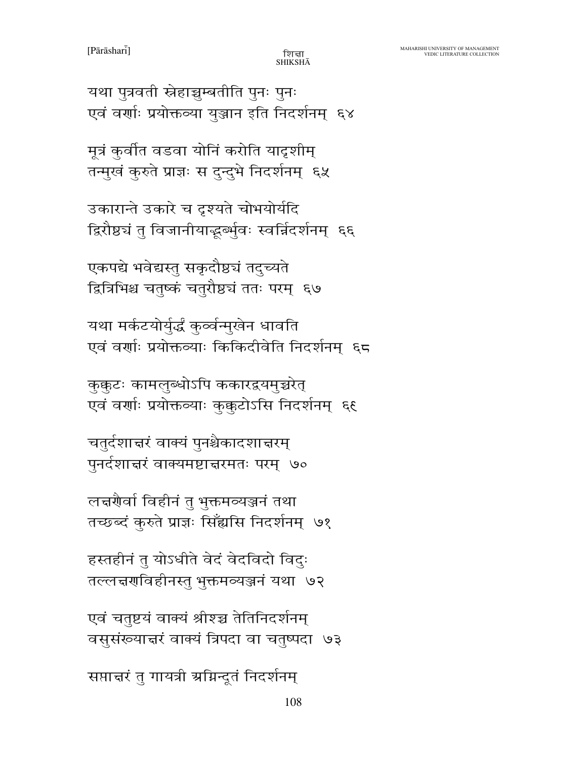यथा पुत्रवती स्नेहाच्चुम्बतीति पुनः पुनः
एवं वर्णाः प्रयोक्तव्या युञ्जान इति निदर्शनम्  ६४

मूत्रं कुर्वीत वडवा योनिं करोति यादृशीम्
तन्मुखं कुरुते प्राज्ञः स दुन्दुभे निदर्शनम्  ६५

उकारान्ते उकारे च दृश्यते चोभयोर्यदि
द्विरौष्ठ्यं तु विजानीयाद्भूर्भुवः स्वर्न्निदर्शनम्  ६६

एकपद्ये भवेद्यस्तु सकृदौष्ठ्यं तदुच्यते
द्वित्रिभिश्च चतुष्कं चतुरौष्ठ्यं ततः परम्  ६७

यथा मर्कटयोर्युद्धं कुर्व्वन्मुखेन धावति
एवं वर्णाः प्रयोक्तव्याः किकिदीवेति निदर्शनम्  ६८

कुक्कुटः कामलुब्धोऽपि ककारद्वयमुच्चरेत्
एवं वर्णाः प्रयोक्तव्याः कुक्कुटोऽसि निदर्शनम्  ६९

चतुर्दशाक्षरं वाक्यं पुनश्चैकादशाक्षरम्
पुनर्दशाक्षरं वाक्यमष्टाक्षरमतः परम्  ७०

लक्षणैर्वा विहीनं तु भुक्तमव्यञ्जनं तथा
तच्छब्दं कुरुते प्राज्ञः सिँह्यसि निदर्शनम्  ७१

हस्तहीनं तु योऽधीते वेदं वेदविदो विदुः
तल्लक्षणविहीनस्तु भुक्तमव्यञ्जनं यथा  ७२

एवं चतुष्टयं वाक्यं श्रीश्च तेतिनिदर्शनम्
वसुसंख्याक्षरं वाक्यं त्रिपदा वा चतुष्पदा  ७३

सप्ताक्षरं तु गायत्री अग्निन्दूतं निदर्शनम्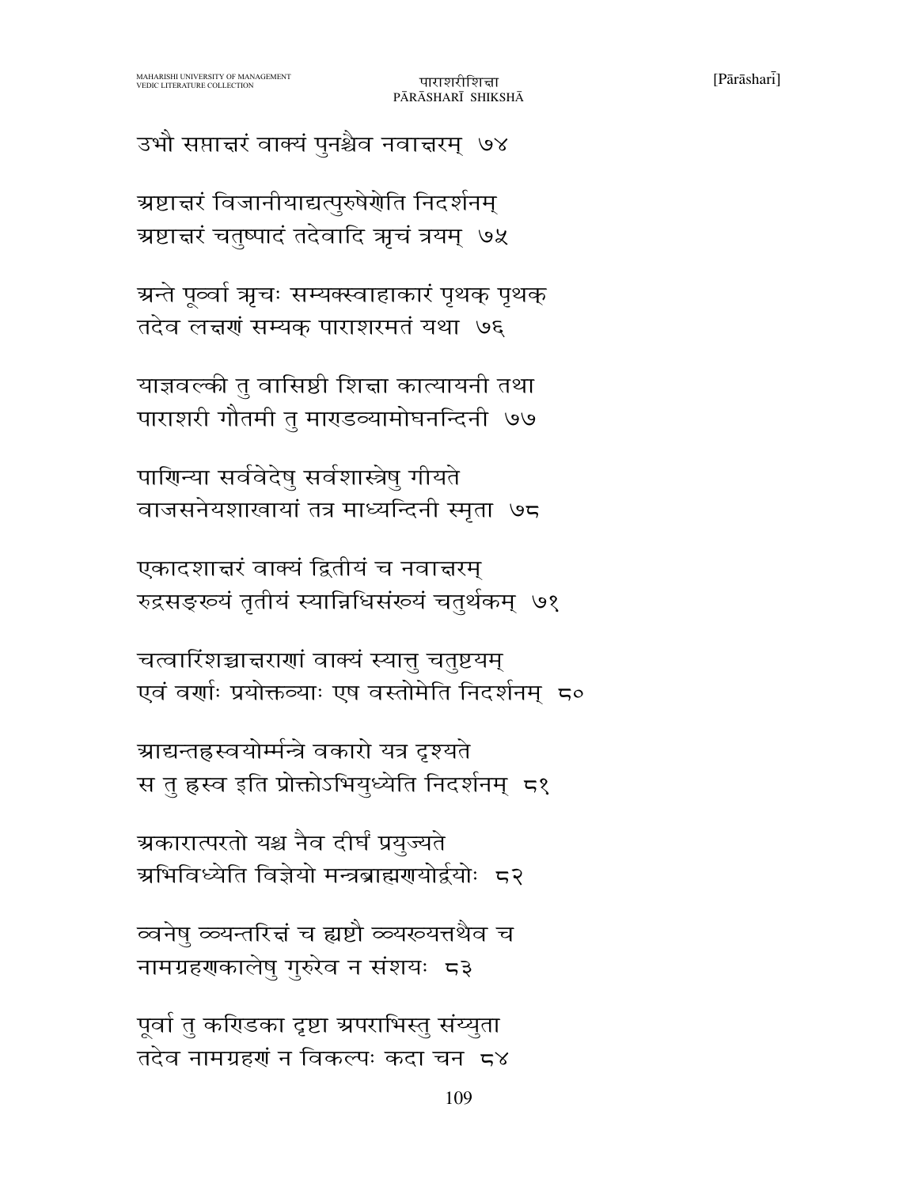उभौ सप्ताक्षरं वाक्यं पुनश्चैव नवाक्षरम्  ७४

अष्टाक्षरं विजानीयाद्यत्पुरुषेणेति निदर्शनम्
अष्टाक्षरं चतुष्पादं तदेवादि ऋचं त्रयम्  ७५

अन्ते पूर्व्वा ऋचः सम्यक्स्वाहाकारं पृथक् पृथक्
तदेव लक्षणं सम्यक् पाराशरमतं यथा  ७६

याज्ञवल्की तु वासिष्ठी शिक्षा कात्यायनी तथा
पाराशरी गौतमी तु माण्डव्यामोघनन्दिनी  ७७

पाणिन्या सर्ववेदेषु सर्वशास्त्रेषु गीयते
वाजसनेयशाखायां तत्र माध्यन्दिनी स्मृता  ७८

एकादशाक्षरं वाक्यं द्वितीयं च नवाक्षरम्
रुद्रसङ्ख्यं तृतीयं स्यान्निधिसंख्यं चतुर्थकम्  ७९

चत्वारिंशच्चाक्षराणां वाक्यं स्यात्तु चतुष्टयम्
एवं वर्णाः प्रयोक्तव्याः एष वस्तोमेति निदर्शनम्  ८०

आद्यन्तह्रस्वयोर्म्मन्त्रे वकारो यत्र दृश्यते
स तु ह्रस्व इति प्रोक्तोऽभियुध्येति निदर्शनम्  ८१

अकारात्परतो यश्च नैव दीर्घं प्रयुज्यते
अभिविध्येति विज्ञेयो मन्त्रब्राह्मणयोर्द्वयोः  ८२

व्वनेषु व्यन्तरिक्षं च ह्यष्टौ व्यख्यत्तथैव च
नामग्रहणकालेषु गुरुरेव न संशयः  ८३

पूर्वा तु कण्डिका दृष्टा अपराभिस्तु संय्युता
तदेव नामग्रहणं न विकल्पः कदा चन  ८४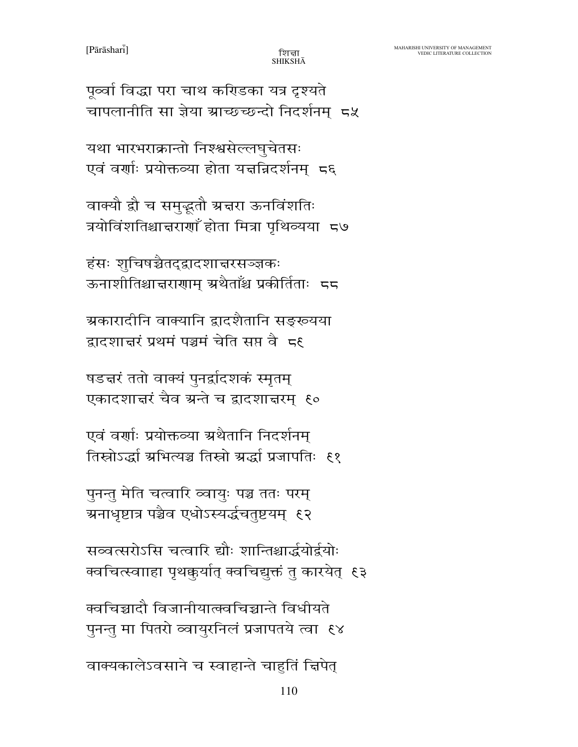पूर्व्वा विद्धा परा चाथ कण्डिका यत्र दृश्यते
चापलानीति सा ज्ञेया आच्छच्छन्दो निदर्शनम् ८५

यथा भारभराक्रान्तो निश्श्वसेल्लघुचेतसः
एवं वर्णाः प्रयोक्तव्या होता यक्षन्निदर्शनम् ८६

वाक्यौ द्वौ च समुद्भूतौ अक्षरा ऊनविंशतिः
त्रयोविंशतिश्चाक्षराणाँ होता मित्रा पृथिव्यया ८७

हंसः शुचिषच्चैतद्द्वादशाक्षरसञ्ज्ञकः
ऊनाशीतिश्चाक्षराणाम् अथैताँश्च प्रकीर्तिताः ८८

अकारादीनि वाक्यानि द्वादशैतानि सङ्ख्यया
द्वादशाक्षरं प्रथमं पञ्चमं चेति सप्त वै ८९

षडक्षरं ततो वाक्यं पुनर्द्वादशकं स्मृतम्
एकादशाक्षरं चैव अन्ते च द्वादशाक्षरम् ९०

एवं वर्णाः प्रयोक्तव्या अथैतानि निदर्शनम्
तिस्रोऽर्द्धा अभित्यञ्च तिस्रो अर्द्धा प्रजापतिः ९१

पुनन्तु मेति चत्वारि व्वायुः पञ्च ततः परम्
अनाधृष्टात्र पञ्चैव एधोऽस्यर्द्धचतुष्टयम् ९२

सव्वत्सरोऽसि चत्वारि द्यौः शान्तिश्चार्द्धयोर्द्वयोः
क्वचित्स्वााहा पृथक्कुर्यात् क्वचिद्युक्तं तु कारयेत् ९३

क्वचिच्चादौ विजानीयात्क्वचिच्चान्ते विधीयते
पुनन्तु मा पितरो व्वायुरनिलं प्रजापतये त्वा ९४

वाक्यकालेऽवसाने च स्वाहान्ते चाहुतिं क्षिपेत्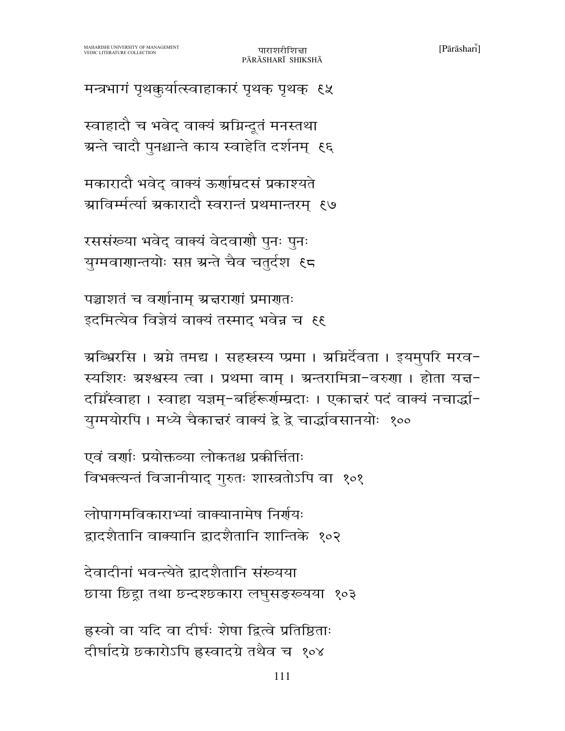मन्त्रभागं पृथक्कुर्यात्स्वाहाकारं पृथक् पृथक् ९५

स्वाहादौ च भवेद् वाक्यं अग्निन्दूतं मनस्तथा
अन्ते चादौ पुनश्चान्ते काय स्वाहेति दर्शनम् ९६

मकारादौ भवेद् वाक्यं ऊर्णाम्रदसं प्रकाश्यते
आविर्म्मर्त्या अकारादौ स्वरान्तं प्रथमान्तरम् ९७

रससंख्या भवेद् वाक्यं वेदवाणौ पुनः पुनः
युग्मवाणान्तयोः सप्त अन्ते चैव चतुर्दश ९८

पञ्चाशतं च वर्णानाम् अक्षराणां प्रमाणतः
इदमित्येव विज्ञेयं वाक्यं तस्माद् भवेन्न च ९९

अब्भिरसि । अग्ने तमद्य । सहस्रस्य प्प्रमा । अग्निर्देवता । इयमुपरि मरव-स्यशिरः अश्वस्य त्वा । प्रथमा वाम् । अन्तरामित्रा-वरुणा । होता यक्ष-दग्निँस्वाहा । स्वाहा यज्ञम्-बर्हिरूर्णम्म्रदाः । एकाक्षरं पदं वाक्यं नचार्द्धा-युग्मयोरपि । मध्ये चैकाक्षरं वाक्यं द्वे द्वे चार्द्धावसानयोः १००

एवं वर्णाः प्रयोक्तव्या लोकतश्च प्रकीर्त्तिताः
विभक्त्यन्तं विजानीयाद् गुरुतः शास्त्रतोऽपि वा १०१

लोपागमविकाराभ्यां वाक्यानामेष निर्णयः
द्वादशैतानि वाक्यानि द्वादशैतानि शान्तिके १०२

देवादीनां भवन्त्येते द्वादशैतानि संख्यया
छाया छिद्रा तथा छन्दश्छकारा लघुसङ्ख्यया १०३

ह्रस्वो वा यदि वा दीर्घः शेषा द्वित्वे प्रतिष्ठिताः
दीर्घादग्रे छकारोऽपि ह्रस्वादग्रे तथैव च १०४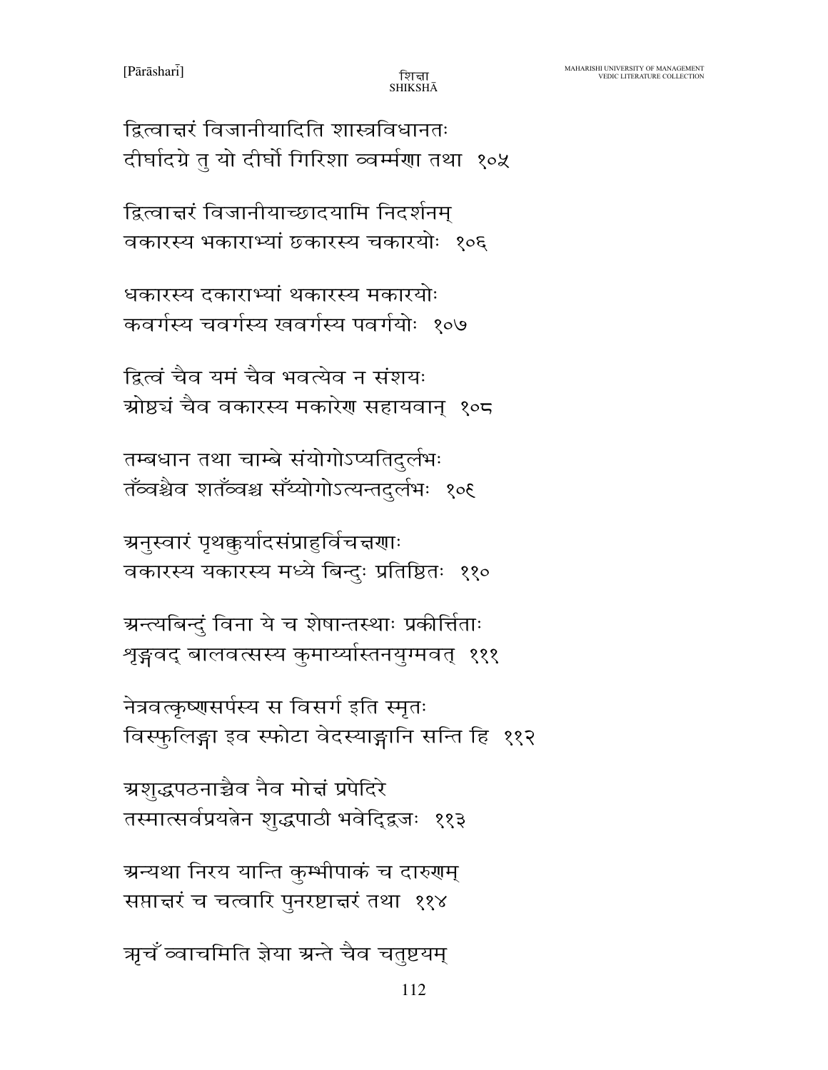द्वित्वाक्षरं विजानीयादिति शास्त्रविधानतः
दीर्घादग्रे तु यो दीर्घो गिरिशा व्वर्म्मणा तथा  १०५

द्वित्वाक्षरं विजानीयाच्छादयामि निदर्शनम्
वकारस्य भकाराभ्यां छकारस्य चकारयोः  १०६

धकारस्य दकाराभ्यां थकारस्य मकारयोः
कवर्गस्य चवर्गस्य खवर्गस्य पवर्गयोः  १०७

द्वित्वं चैव यमं चैव भवत्येव न संशयः
ओष्ठ्यं चैव वकारस्य मकारेण सहायवान्  १०८

तम्बधान तथा चाम्बे संयोगोऽप्यतिदुर्लभः
तँव्वश्चैव शतँव्वश्च सँय्योगोऽत्यन्तदुर्लभः  १०९

अनुस्वारं पृथक्कुर्यादसंप्राहुर्विचक्षणाः
वकारस्य यकारस्य मध्ये बिन्दुः प्रतिष्ठितः  ११०

अन्त्यबिन्दुं विना ये च शेषान्तस्थाः प्रकीर्त्तिताः
शृङ्गवद् बालवत्सस्य कुमार्य्यास्तनयुग्मवत्  १११

नेत्रवत्कृष्णसर्पस्य स विसर्ग इति स्मृतः
विस्फुलिङ्गा इव स्फोटा वेदस्याङ्गानि सन्ति हि  ११२

अशुद्धपठनाच्चैव नैव मोक्षं प्रपेदिरे
तस्मात्सर्वप्रयत्नेन शुद्धपाठी भवेद्द्विजः  ११३

अन्यथा निरय यान्ति कुम्भीपाकं च दारुणम्
सप्ताक्षरं च चत्वारि पुनरष्टाक्षरं तथा  ११४

ऋचँ व्वाचमिति ज्ञेया अन्ते चैव चतुष्टयम्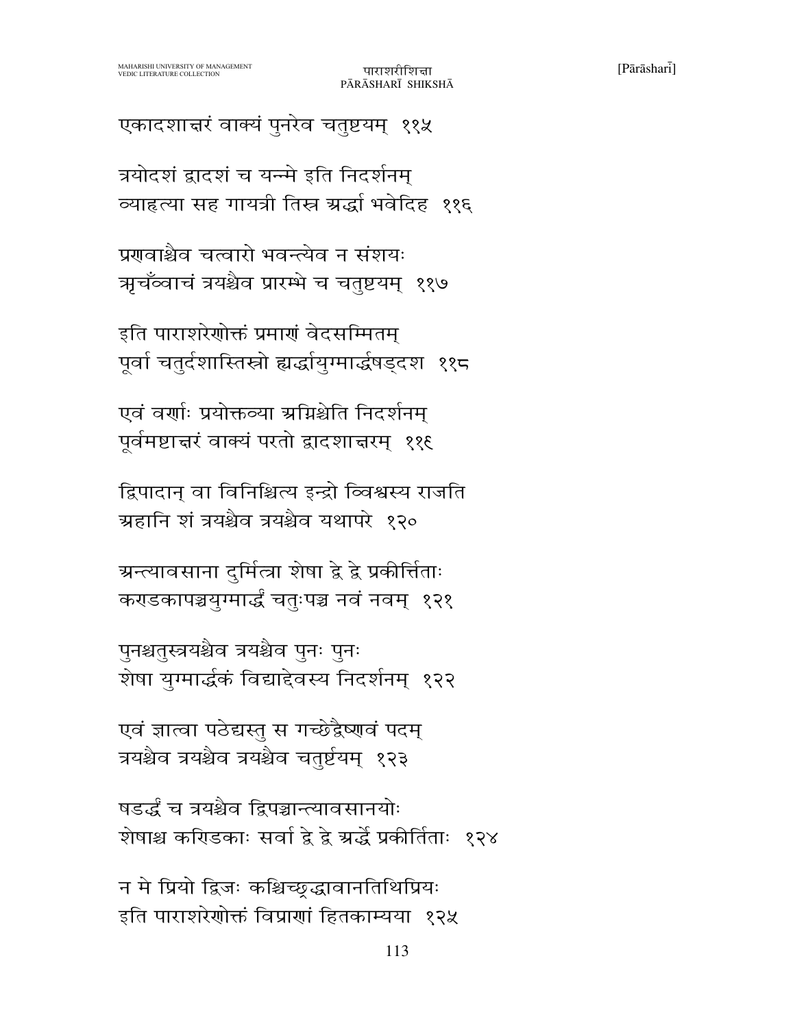एकादशाक्षरं वाक्यं पुनरेव चतुष्टयम् ११५

त्रयोदशं द्वादशं च यन्मे इति निदर्शनम्
व्याहृत्या सह गायत्री तिस्र अर्द्धा भवेदिह ११६

प्रणवाश्चैव चत्वारो भवन्त्येव न संशयः
ऋचँव्वाचं त्रयश्चैव प्रारम्भे च चतुष्टयम् ११७

इति पाराशरेणोक्तं प्रमाणं वेदसम्मितम्
पूर्वा चतुर्दशास्तिस्रो ह्यर्द्धायुग्मार्द्धषड्दश ११८

एवं वर्णाः प्रयोक्तव्या अग्निश्चेति निदर्शनम्
पूर्वमष्टाक्षरं वाक्यं परतो द्वादशाक्षरम् ११९

द्विपादान् वा विनिश्चित्य इन्द्रो व्विश्वस्य राजति
अहानि शं त्रयश्चैव त्रयश्चैव यथापरे १२०

अन्त्यावसाना दुर्मित्रा शेषा द्वे द्वे प्रकीर्त्तिताः
कण्डकापञ्चयुग्मार्द्धं चतुःपञ्च नवं नवम् १२१

पुनश्चतुस्त्रयश्चैव त्रयश्चैव पुनः पुनः
शेषा युग्मार्द्धकं विद्याद्देवस्य निदर्शनम् १२२

एवं ज्ञात्वा पठेद्यस्तु स गच्छेद्वैष्णवं पदम्
त्रयश्चैव त्रयश्चैव त्रयश्चैव चतुर्ष्टयम् १२३

षडर्द्धं च त्रयश्चैव द्विपञ्चान्त्यावसानयोः
शेषाश्च कण्डिकाः सर्वा द्वे द्वे अर्द्धे प्रकीर्तिताः १२४

न मे प्रियो द्विजः कश्चिच्छ्रद्धावानतिथिप्रियः
इति पाराशरेणोक्तं विप्राणां हितकाम्यया १२५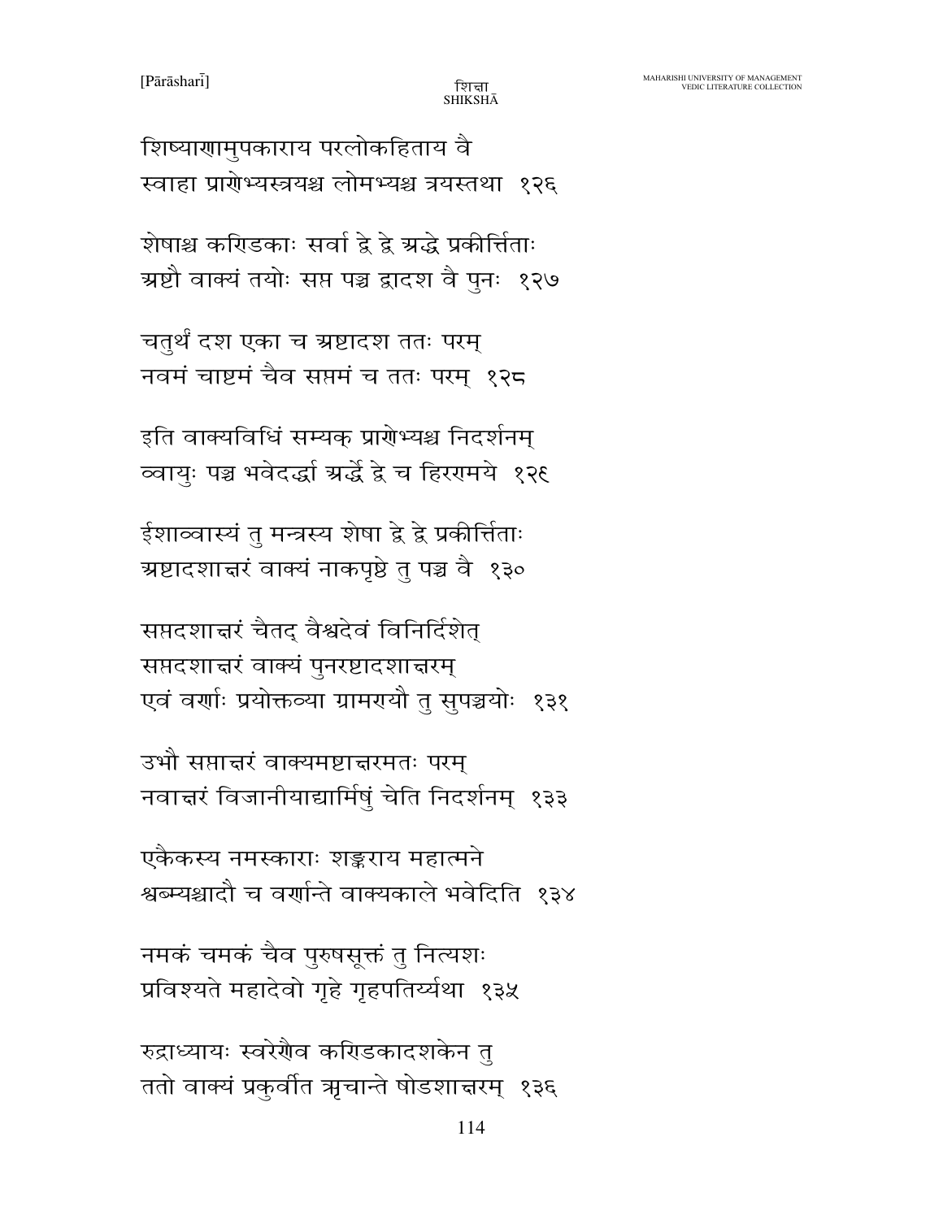शिष्याणामुपकाराय परलोकहिताय वै
स्वाहा प्राणेभ्यस्त्रयश्च लोमभ्यश्च त्रयस्तथा १२६

शेषाश्च कण्डिकाः सर्वा द्वे द्वे अर्द्धे प्रकीर्त्तिताः
अष्टौ वाक्यं तयोः सप्त पञ्च द्वादश वै पुनः १२७

चतुर्थं दश एका च अष्टादश ततः परम्
नवमं चाष्टमं चैव सप्तमं च ततः परम् १२८

इति वाक्यविधिं सम्यक् प्राणेभ्यश्च निदर्शनम्
व्वायुः पञ्च भवेदर्द्धा अर्द्धे द्वे च हिरण्मये १२९

ईशाव्वास्यं तु मन्त्रस्य शेषा द्वे द्वे प्रकीर्त्तिताः
अष्टादशाक्षरं वाक्यं नाकपृष्ठे तु पञ्च वै १३०

सप्तदशाक्षरं चैतद् वैश्वदेवं विनिर्दिशेत्
सप्तदशाक्षरं वाक्यं पुनरष्टादशाक्षरम्
एवं वर्णाः प्रयोक्तव्या ग्रामण्यौ तु सुपञ्चयोः १३१

उभौ सप्ताक्षरं वाक्यमष्टाक्षरमतः परम्
नवाक्षरं विजानीयाद्यामिषुं चेति निदर्शनम् १३३

एकैकस्य नमस्काराः शङ्कराय महात्मने
श्वभ्यश्चादौ च वर्णान्ते वाक्यकाले भवेदिति १३४

नमकं चमकं चैव पुरुषसूक्तं तु नित्यशः
प्रविश्यते महादेवो गृहे गृहपतिर्य्यथा १३५

रुद्राध्यायः स्वरेणैव कण्डिकादशकेन तु
ततो वाक्यं प्रकुर्वीत ऋचान्ते षोडशाक्षरम् १३६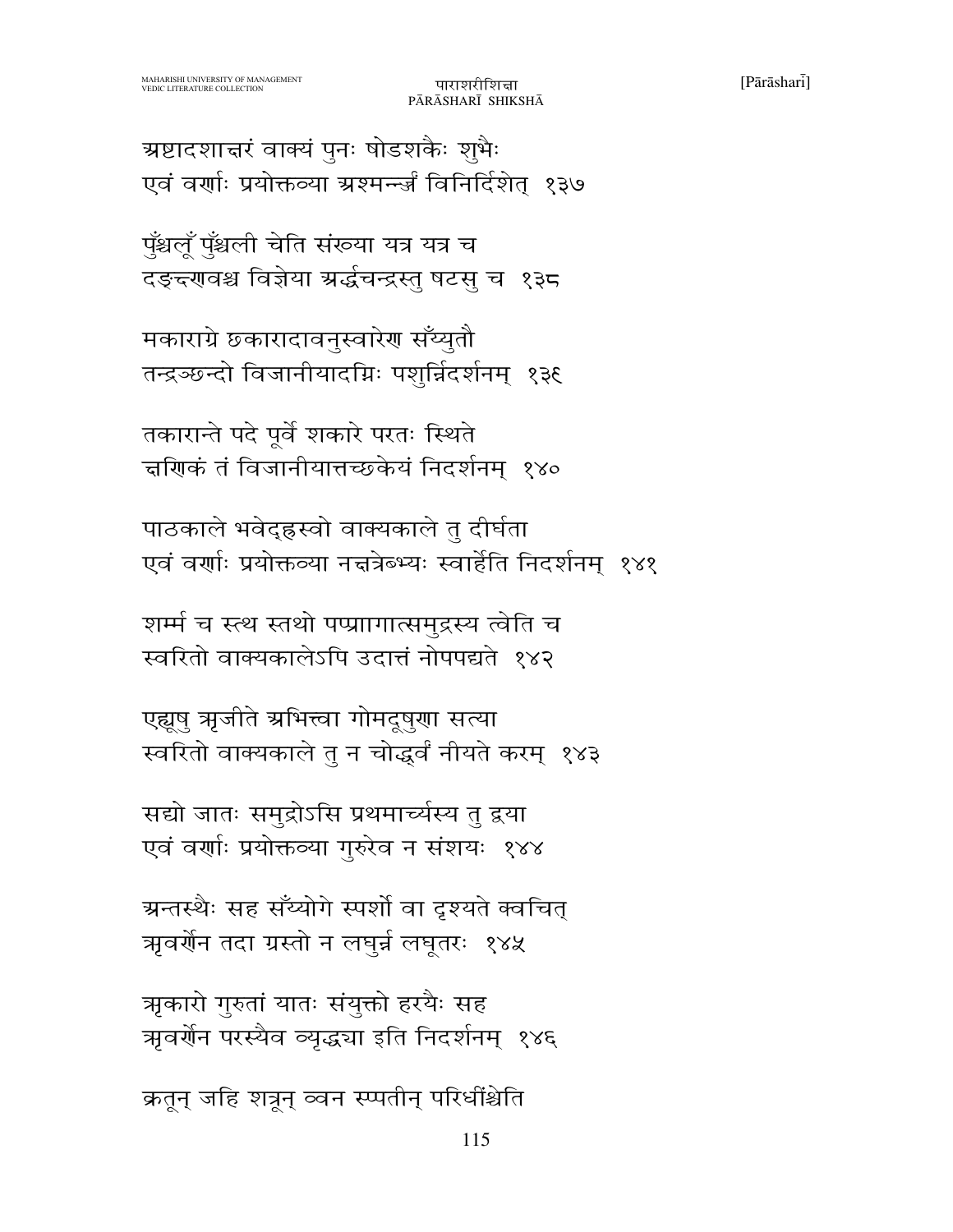अष्टादशाक्षरं वाक्यं पुनः षोडशकैः शुभैः
एवं वर्णाः प्रयोक्तव्या अश्मन्नूर्जं विनिर्दिशेत्  १३७

पुँश्चलूँ पुँश्चली चेति संख्या यत्र यत्र च
दङ्क्ष्णवश्च विज्ञेया अर्द्धचन्द्रस्तु षटसु च  १३८

मकाराग्रे छकारादावनुस्वारेण सँय्युतौ
तन्द्रञ्छन्दो विजानीयादग्निः पशुर्न्निदर्शनम्  १३९

तकारान्ते पदे पूर्वे शकारे परतः स्थिते
क्षणिकं तं विजानीयात्तच्छकेयं निदर्शनम्  १४०

पाठकाले भवेद्ह्रस्वो वाक्यकाले तु दीर्घता
एवं वर्णाः प्रयोक्तव्या नक्षत्रेभ्यः स्वाहेति निदर्शनम्  १४१

शर्म्म च स्त्थ स्तथो पप्राागात्समुद्रस्य त्वेति च
स्वरितो वाक्यकालेऽपि उदात्तं नोपपद्यते  १४२

एह्यूषु ऋजीते अभित्त्वा गोमदूषुणा सत्या
स्वरितो वाक्यकाले तु न चोद्ध्वं नीयते करम्  १४३

सद्यो जातः समुद्रोऽसि प्रथमार्च्यस्य तु द्वया
एवं वर्णाः प्रयोक्तव्या गुरुरेव न संशयः  १४४

अन्तस्थैः सह सँय्योगे स्पर्शो वा दृश्यते क्वचित्
ऋवर्णेन तदा ग्रस्तो न लघुर्न्न लघूतरः  १४५

ऋकारो गुरुतां यातः संयुक्तो हरयैः सह
ऋवर्णेन परस्यैव व्यृद्ध्या इति निदर्शनम्  १४६

क्रतून् जहि शत्रून् व्वन स्प्पतीन् परिधींश्चेति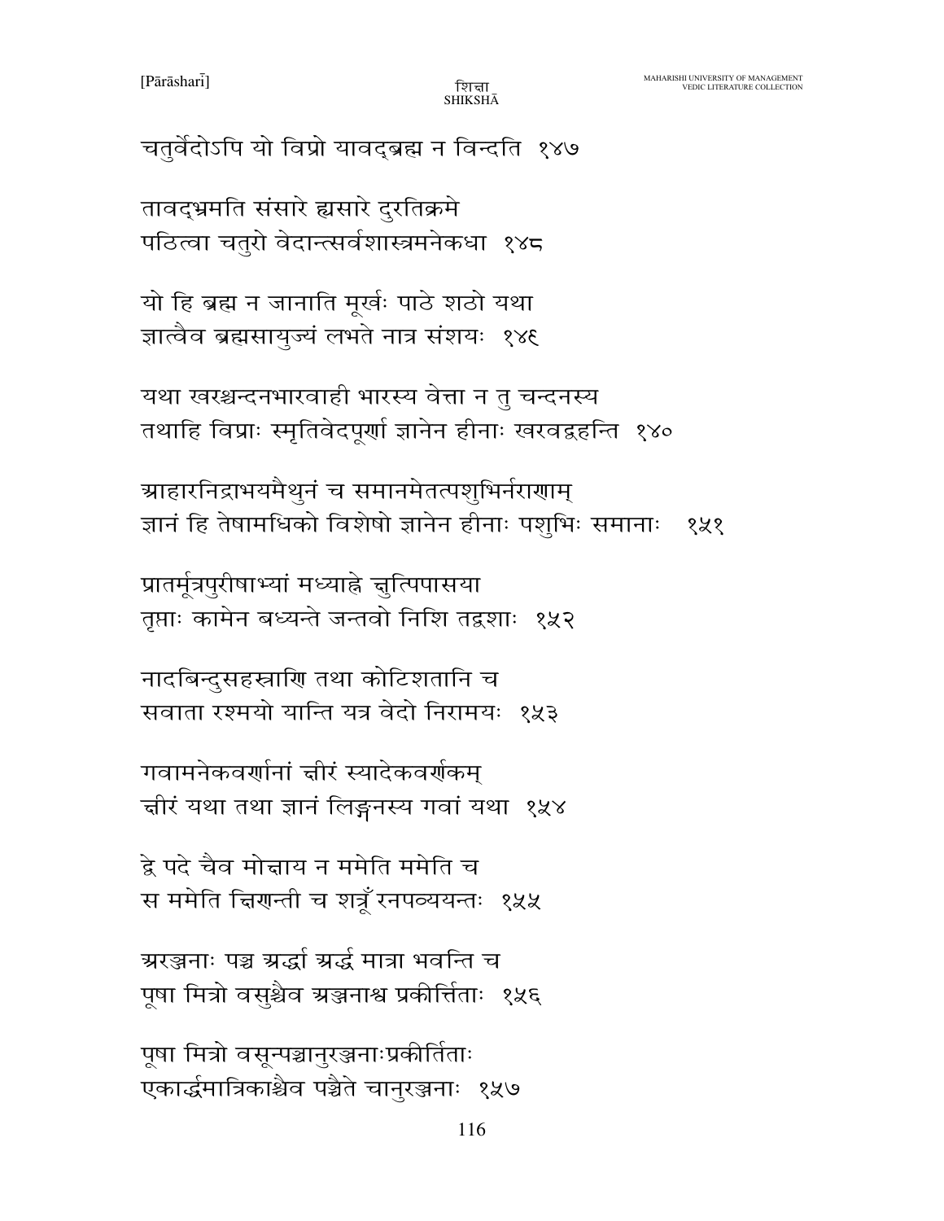चतुर्वेदोऽपि यो विप्रो यावद्ब्रह्म न विन्दति १४७

तावद्भ्रमति संसारे ह्यसारे दुरतिक्रमे
पठित्वा चतुरो वेदान्त्सर्वशास्त्रमनेकधा १४८

यो हि ब्रह्म न जानाति मूर्खः पाठे शठो यथा
ज्ञात्वैव ब्रह्मसायुज्यं लभते नात्र संशयः १४९

यथा खरश्चन्दनभारवाही भारस्य वेत्ता न तु चन्दनस्य
तथाहि विप्राः स्मृतिवेदपूर्णा ज्ञानेन हीनाः खरवद्वहन्ति १४०

आहारनिद्राभयमैथुनं च समानमेतत्पशुभिर्नराणाम्
ज्ञानं हि तेषामधिको विशेषो ज्ञानेन हीनाः पशुभिः समानाः १५१

प्रातर्मूत्रपुरीषाभ्यां मध्याह्ने क्षुत्पिपासया
तृप्ताः कामेन बध्यन्ते जन्तवो निशि तद्वशाः १५२

नादबिन्दुसहस्राणि तथा कोटिशतानि च
सवाता रश्मयो यान्ति यत्र वेदो निरामयः १५३

गवामनेकवर्णानां क्षीरं स्यादेकवर्णकम्
क्षीरं यथा तथा ज्ञानं लिङ्गनस्य गवां यथा १५४

द्वे पदे चैव मोक्षाय न ममेति ममेति च
स ममेति क्षिणन्ती च शत्रूँ रनपव्ययन्तः १५५

अरञ्जनाः पञ्च अर्द्धा अर्द्ध मात्रा भवन्ति च
पूषा मित्रो वसुश्चैव अञ्जनाश्च प्रकीर्त्तिताः १५६

पूषा मित्रो वसून्पञ्चानुरञ्जनाःप्रकीर्तिताः
एकार्द्धमात्रिकाश्चैव पञ्चैते चानुरञ्जनाः १५७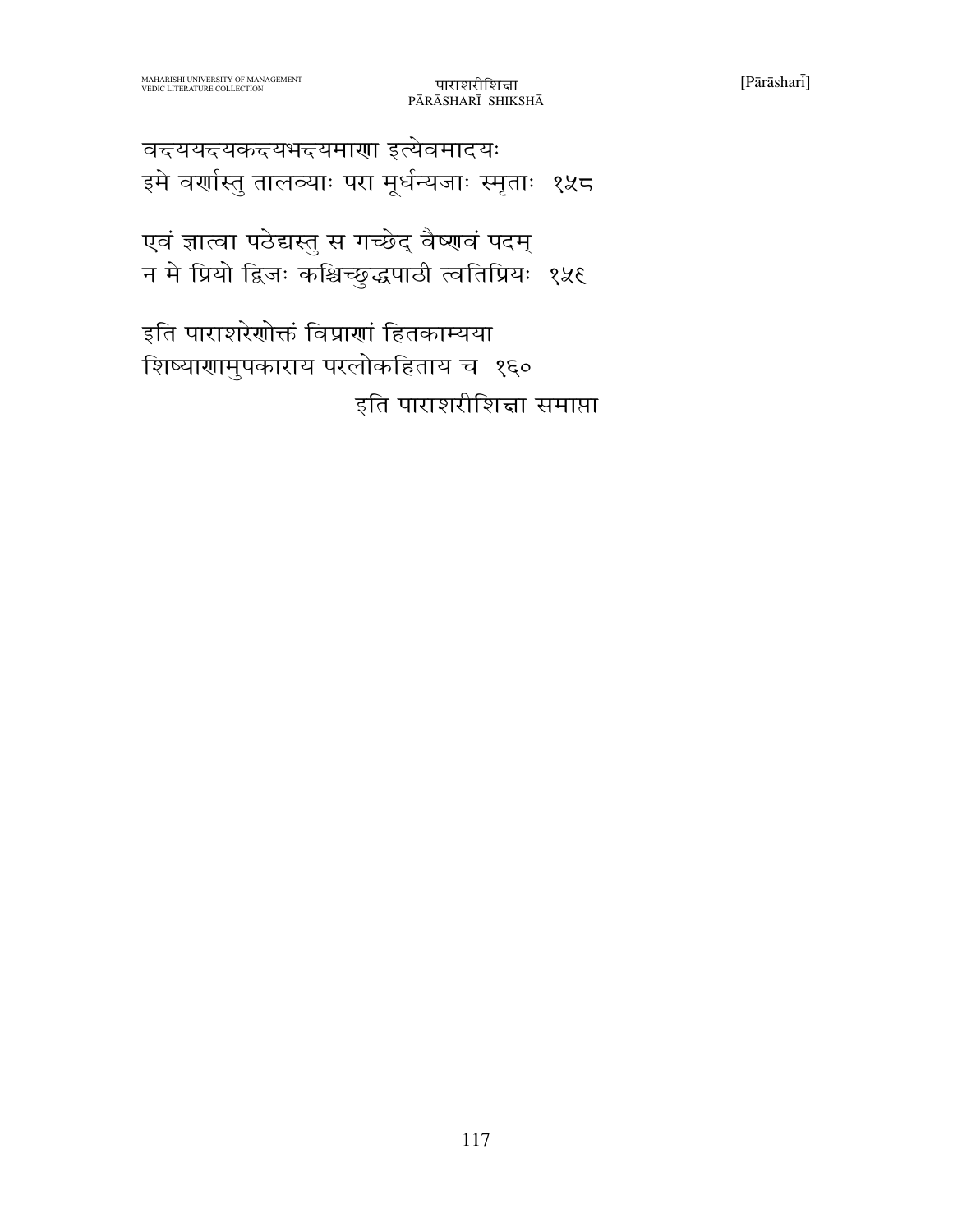वद्ययद्यकद्यभद्यमाणा इत्येवमादयः
इमे वर्णास्तु तालव्याः परा मूर्धन्यजाः स्मृताः १५८

एवं ज्ञात्वा पठेद्यस्तु स गच्छेद् वैष्णवं पदम्
न मे प्रियो द्विजः कश्चिच्छुद्धपाठी त्वतिप्रियः १५९

इति पाराशरेणोक्तं विप्राणां हितकाम्यया
शिष्याणामुपकाराय परलोकहिताय च १६०

इति पाराशरीशिक्षा समाप्ता